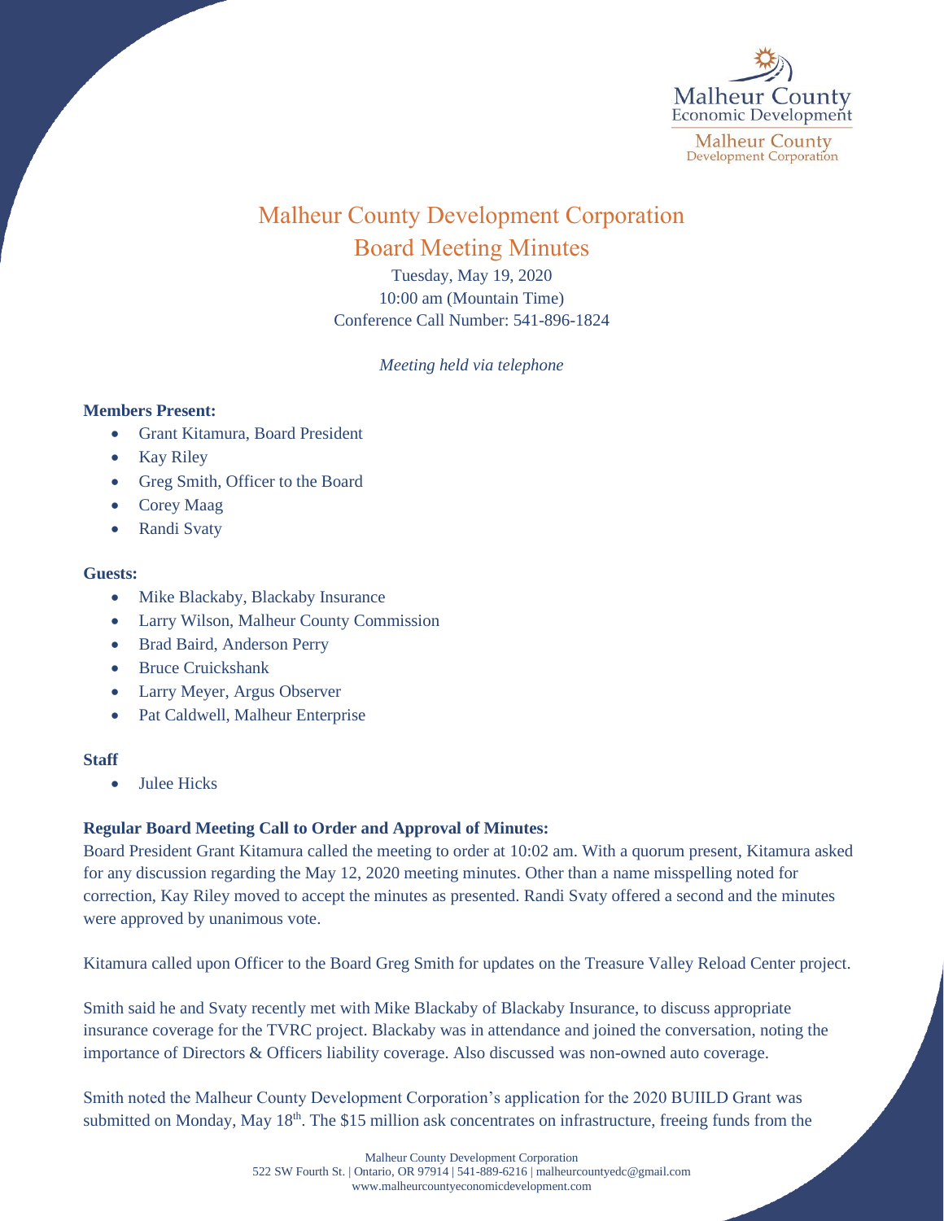Malheur County Economic Development
Malheur County Development Corporation

# Malheur County Development Corporation

## Board Meeting Minutes

Tuesday, May 19, 2020
10:00 am (Mountain Time)
Conference Call Number: 541-896-1824

*Meeting held via telephone*

**Members Present:**

- Grant Kitamura, Board President
- Kay Riley
- Greg Smith, Officer to the Board
- Corey Maag
- Randi Svaty

**Guests:**

- Mike Blackaby, Blackaby Insurance
- Larry Wilson, Malheur County Commission
- Brad Baird, Anderson Perry
- Bruce Cruickshank
- Larry Meyer, Argus Observer
- Pat Caldwell, Malheur Enterprise

**Staff**

- Julee Hicks

**Regular Board Meeting Call to Order and Approval of Minutes:**

Board President Grant Kitamura called the meeting to order at 10:02 am. With a quorum present, Kitamura asked for any discussion regarding the May 12, 2020 meeting minutes. Other than a name misspelling noted for correction, Kay Riley moved to accept the minutes as presented. Randi Svaty offered a second and the minutes were approved by unanimous vote.

Kitamura called upon Officer to the Board Greg Smith for updates on the Treasure Valley Reload Center project.

Smith said he and Svaty recently met with Mike Blackaby of Blackaby Insurance, to discuss appropriate insurance coverage for the TVRC project. Blackaby was in attendance and joined the conversation, noting the importance of Directors & Officers liability coverage. Also discussed was non-owned auto coverage.

Smith noted the Malheur County Development Corporation's application for the 2020 BUIILD Grant was submitted on Monday, May 18th. The $15 million ask concentrates on infrastructure, freeing funds from the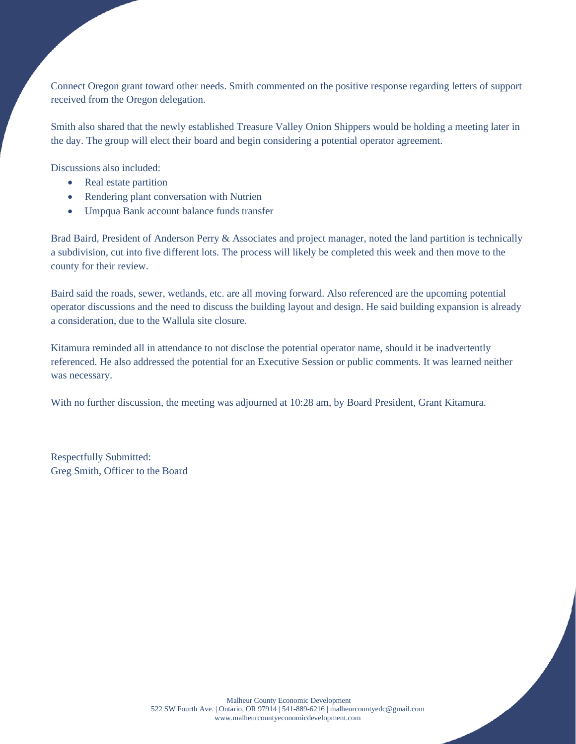Connect Oregon grant toward other needs. Smith commented on the positive response regarding letters of support received from the Oregon delegation.

Smith also shared that the newly established Treasure Valley Onion Shippers would be holding a meeting later in the day. The group will elect their board and begin considering a potential operator agreement.

Discussions also included:

- Real estate partition
- Rendering plant conversation with Nutrien
- Umpqua Bank account balance funds transfer

Brad Baird, President of Anderson Perry & Associates and project manager, noted the land partition is technically a subdivision, cut into five different lots. The process will likely be completed this week and then move to the county for their review.

Baird said the roads, sewer, wetlands, etc. are all moving forward. Also referenced are the upcoming potential operator discussions and the need to discuss the building layout and design. He said building expansion is already a consideration, due to the Wallula site closure.

Kitamura reminded all in attendance to not disclose the potential operator name, should it be inadvertently referenced. He also addressed the potential for an Executive Session or public comments. It was learned neither was necessary.

With no further discussion, the meeting was adjourned at 10:28 am, by Board President, Grant Kitamura.

Respectfully Submitted:
Greg Smith, Officer to the Board